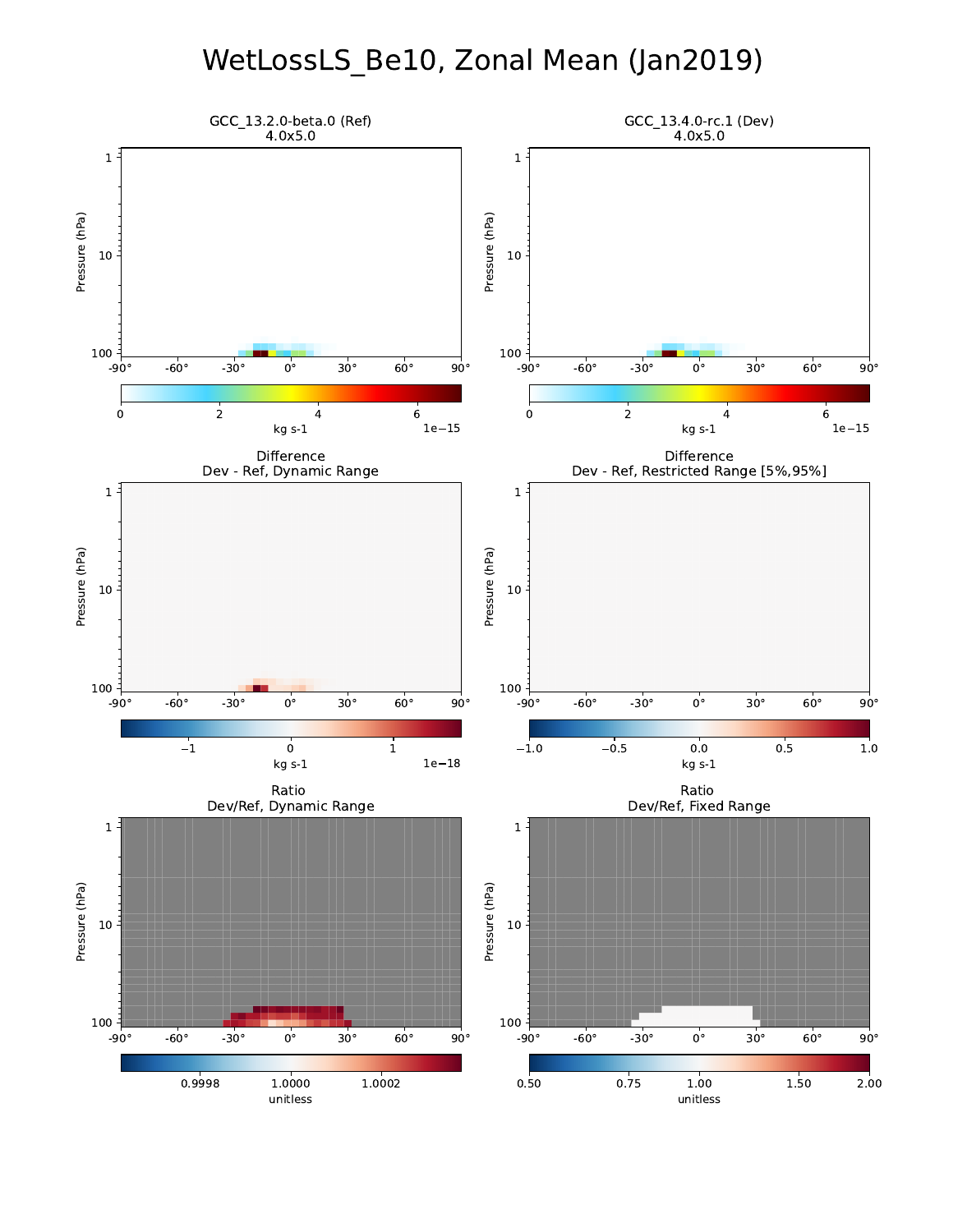# WetLossLS_Be10, Zonal Mean (Jan2019)

GCC_13.2.0-beta.0 (Ref)
4.0x5.0

GCC_13.4.0-rc.1 (Dev)
4.0x5.0

Difference
Dev - Ref, Dynamic Range

Difference
Dev - Ref, Restricted Range [5%,95%]

Ratio
Dev/Ref, Dynamic Range

Ratio
Dev/Ref, Fixed Range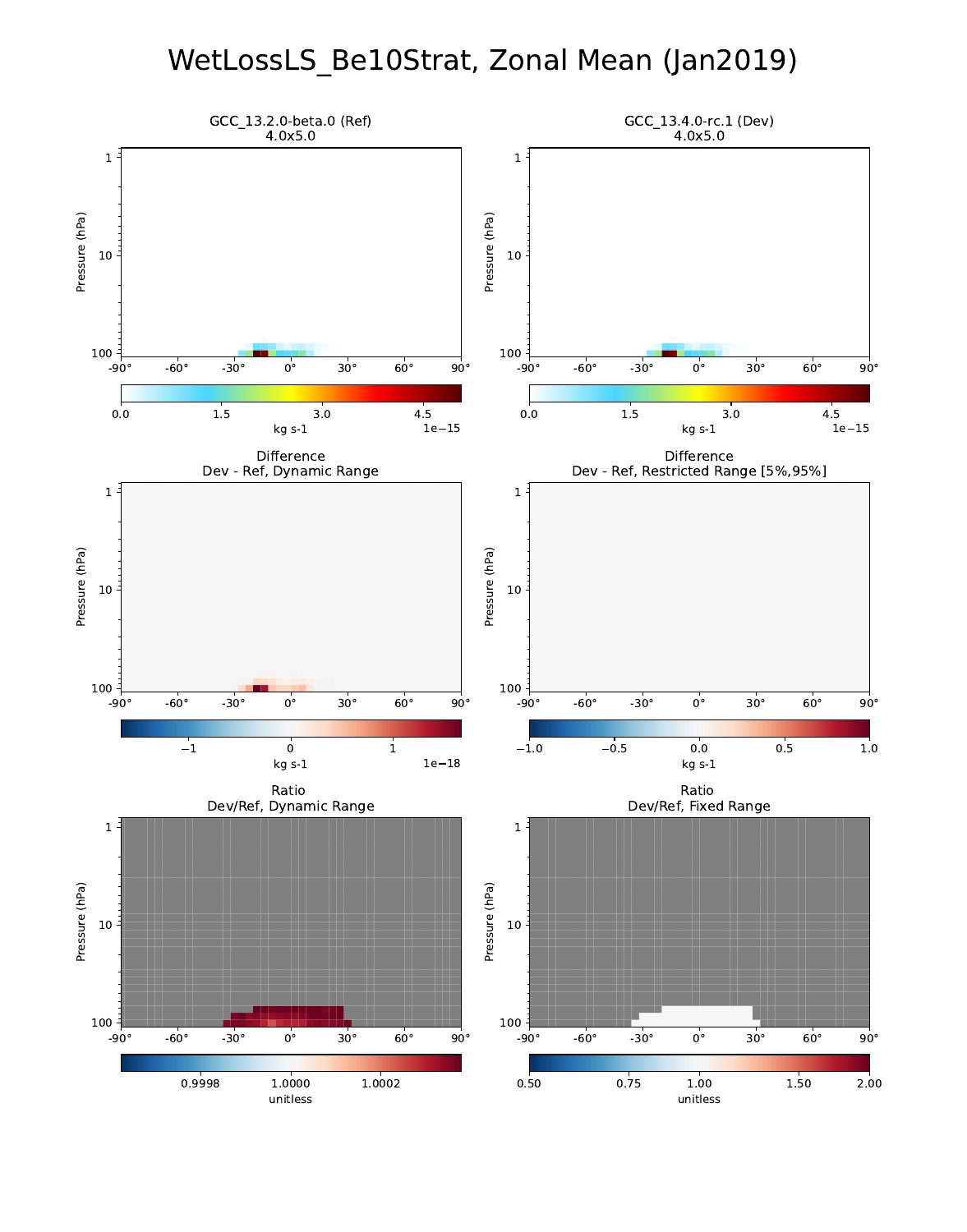# WetLossLS_Be10Strat, Zonal Mean (Jan2019)

GCC_13.2.0-beta.0 (Ref)
4.0x5.0

GCC_13.4.0-rc.1 (Dev)
4.0x5.0

Difference
Dev - Ref, Dynamic Range

Difference
Dev - Ref, Restricted Range [5%,95%]

Ratio
Dev/Ref, Dynamic Range

Ratio
Dev/Ref, Fixed Range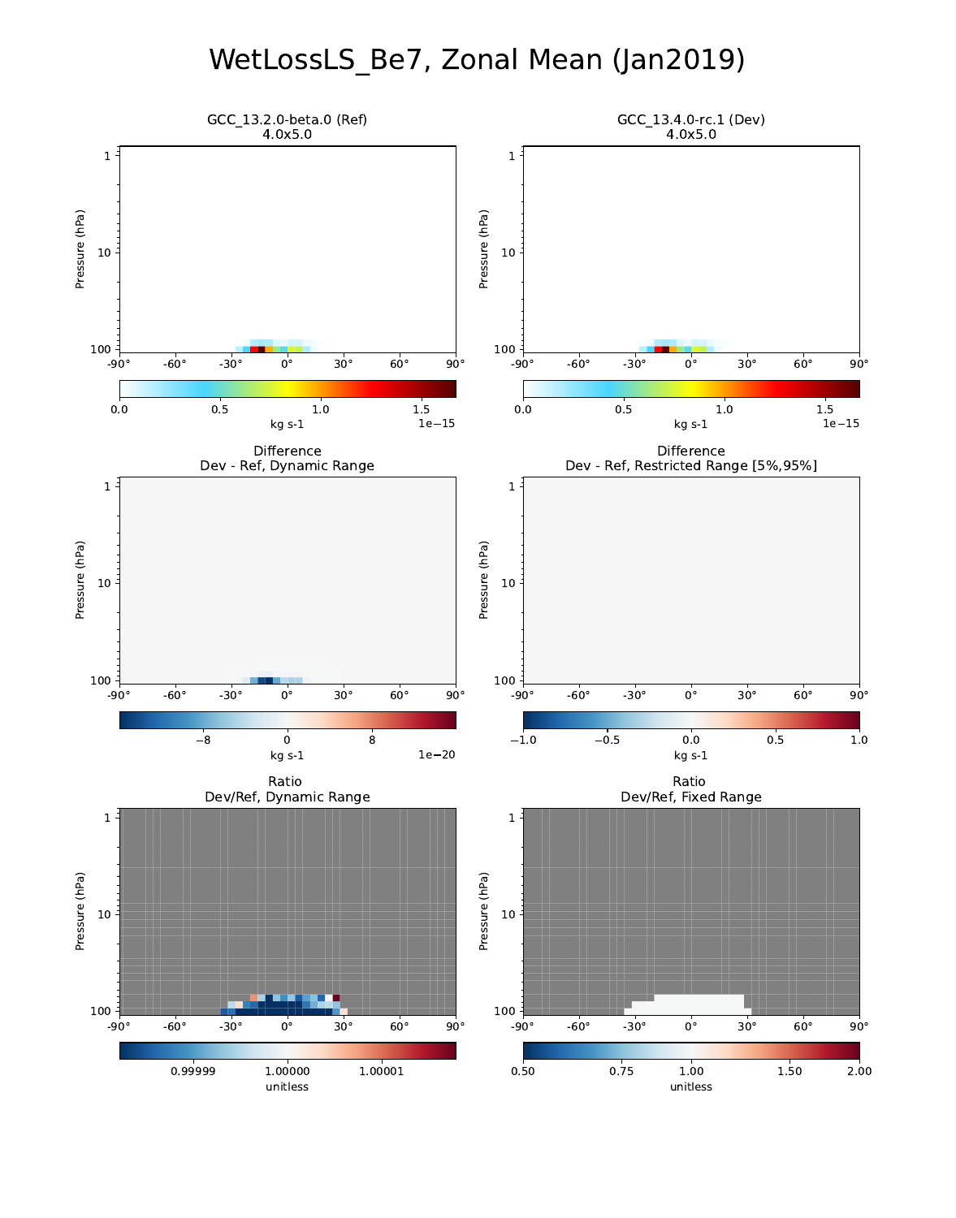# WetLossLS_Be7, Zonal Mean (Jan2019)

GCC_13.2.0-beta.0 (Ref)
4.0x5.0

GCC_13.4.0-rc.1 (Dev)
4.0x5.0

Difference
Dev - Ref, Dynamic Range

Difference
Dev - Ref, Restricted Range [5%,95%]

Ratio
Dev/Ref, Dynamic Range

Ratio
Dev/Ref, Fixed Range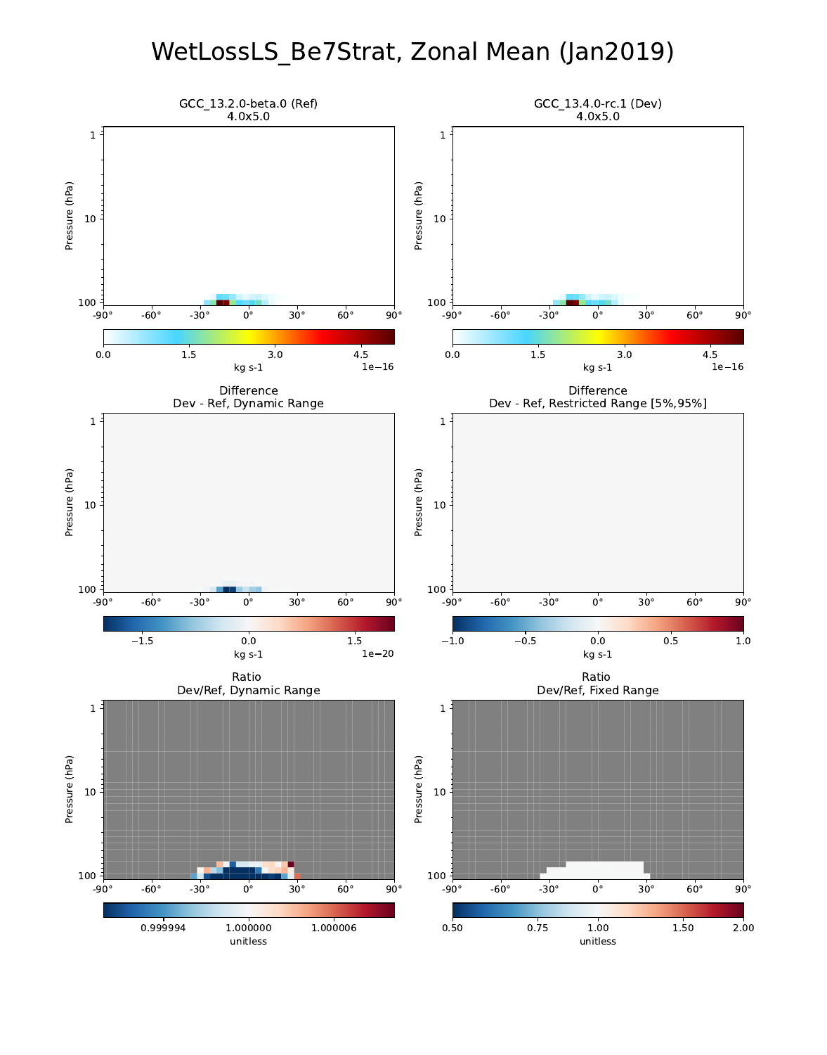# WetLossLS_Be7Strat, Zonal Mean (Jan2019)

GCC_13.2.0-beta.0 (Ref)
4.0x5.0

GCC_13.4.0-rc.1 (Dev)
4.0x5.0

Difference
Dev - Ref, Dynamic Range

Difference
Dev - Ref, Restricted Range [5%,95%]

Ratio
Dev/Ref, Dynamic Range

Ratio
Dev/Ref, Fixed Range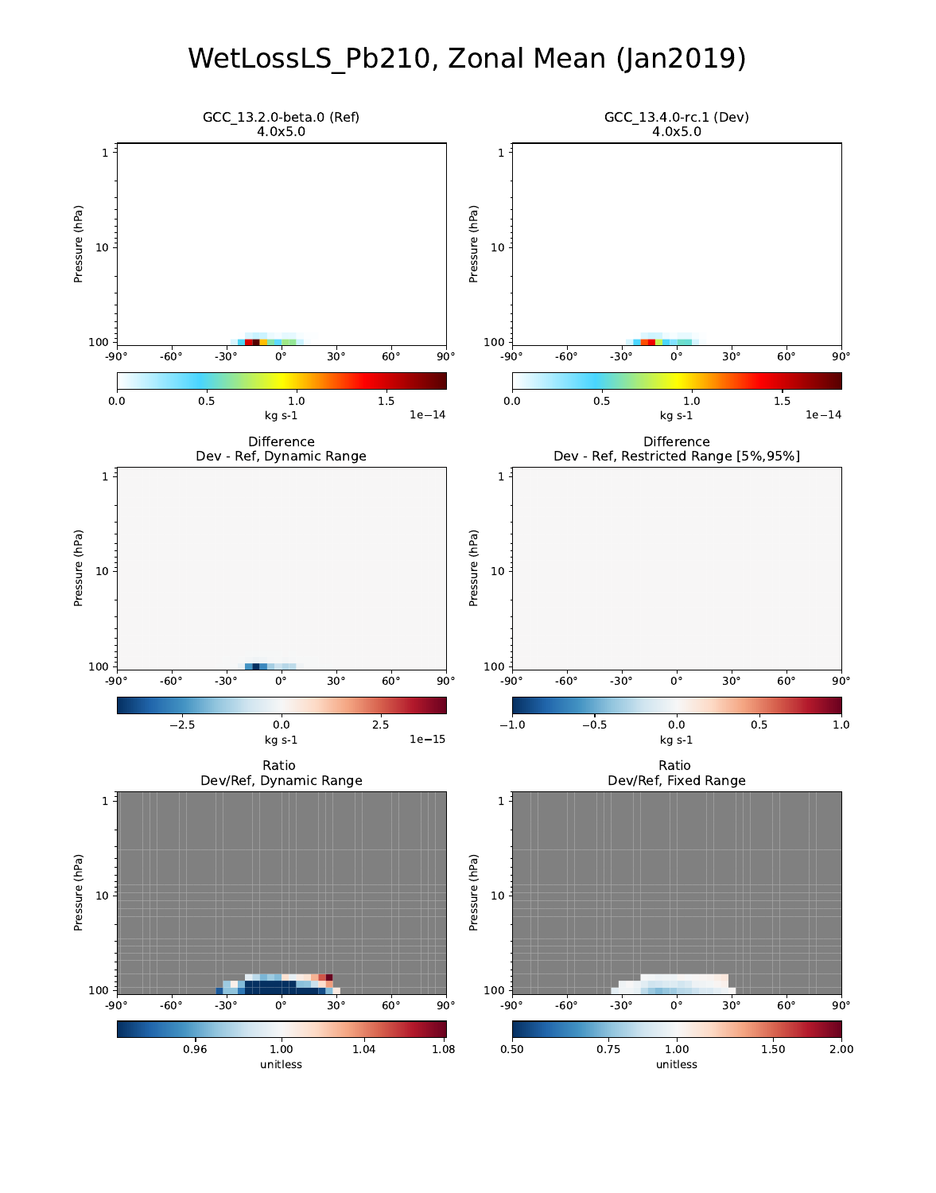# WetLossLS_Pb210, Zonal Mean (Jan2019)

GCC_13.2.0-beta.0 (Ref)
4.0x5.0

GCC_13.4.0-rc.1 (Dev)
4.0x5.0

Difference
Dev - Ref, Dynamic Range

Difference
Dev - Ref, Restricted Range [5%,95%]

Ratio
Dev/Ref, Dynamic Range

Ratio
Dev/Ref, Fixed Range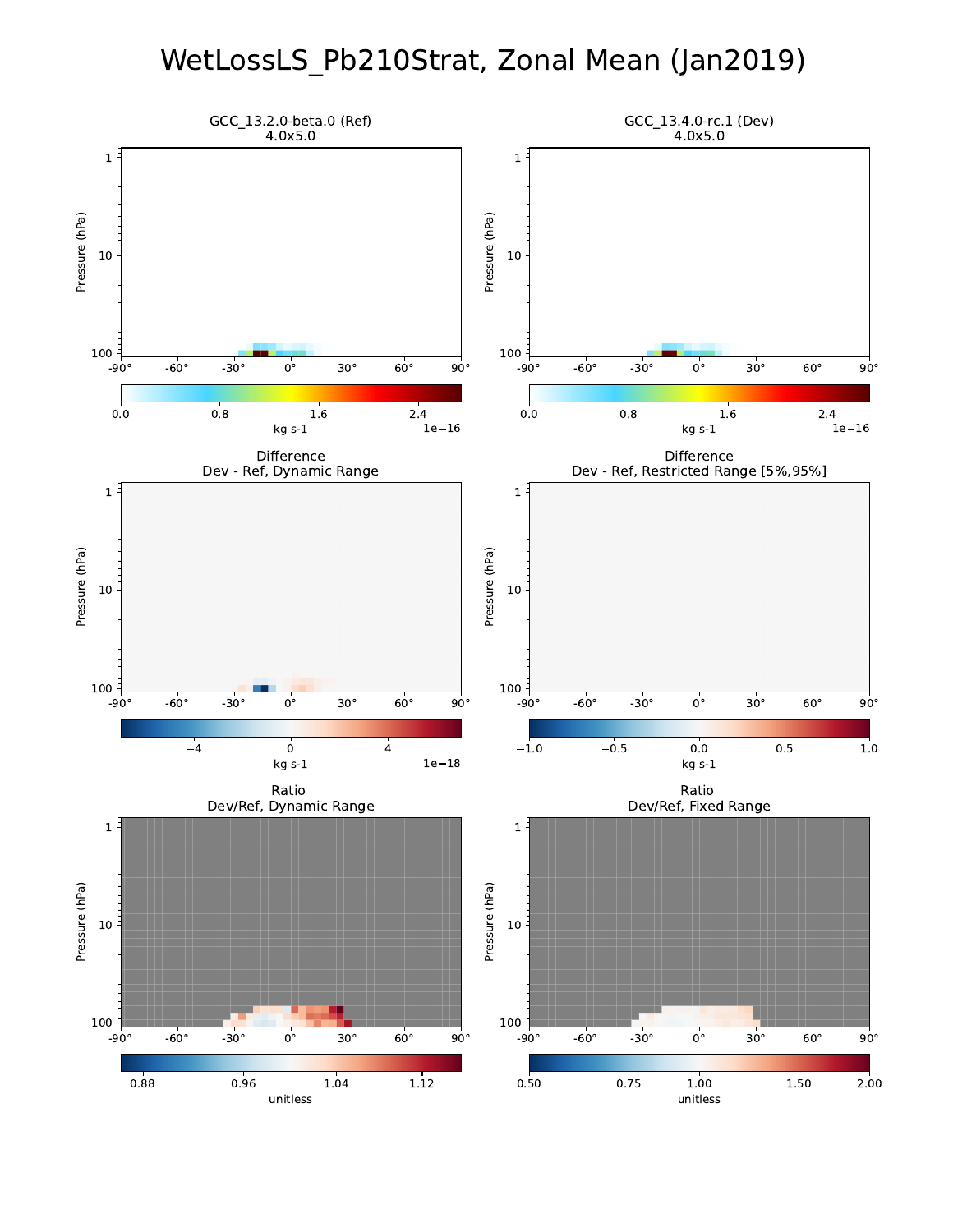# WetLossLS_Pb210Strat, Zonal Mean (Jan2019)

GCC_13.2.0-beta.0 (Ref)
4.0x5.0

Pressure (hPa)
1
10
100
-90° -60° -30° 0° 30° 60° 90°
0.0 0.8 1.6 2.4
kg s-1 1e−16

GCC_13.4.0-rc.1 (Dev)
4.0x5.0

Pressure (hPa)
1
10
100
-90° -60° -30° 0° 30° 60° 90°
0.0 0.8 1.6 2.4
kg s-1 1e−16

Difference
Dev - Ref, Dynamic Range

Pressure (hPa)
1
10
100
-90° -60° -30° 0° 30° 60° 90°
−4 0 4
kg s-1 1e−18

Difference
Dev - Ref, Restricted Range [5%,95%]

Pressure (hPa)
1
10
100
-90° -60° -30° 0° 30° 60° 90°
−1.0 −0.5 0.0 0.5 1.0
kg s-1

Ratio
Dev/Ref, Dynamic Range

Pressure (hPa)
1
10
100
-90° -60° -30° 0° 30° 60° 90°
0.88 0.96 1.04 1.12
unitless

Ratio
Dev/Ref, Fixed Range

Pressure (hPa)
1
10
100
-90° -60° -30° 0° 30° 60° 90°
0.50 0.75 1.00 1.50 2.00
unitless